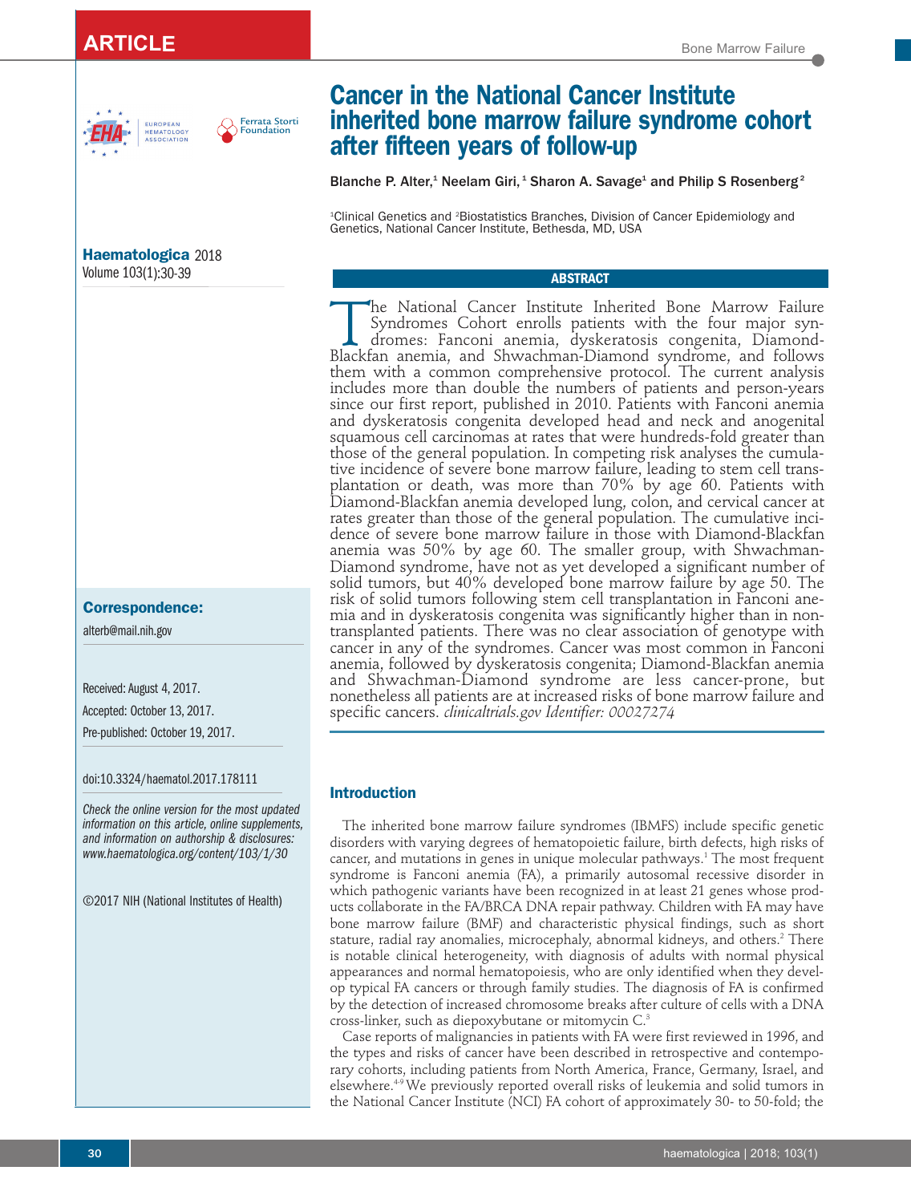ARTICLE

# Cancer in the National Cancer Institute inherited bone marrow failure syndrome cohort after fifteen years of follow-up

Blanche P. Alter,[1] Neelam Giri,[1] Sharon A. Savage[1] and Philip S Rosenberg[2]

[1]Clinical Genetics and [2]Biostatistics Branches, Division of Cancer Epidemiology and Genetics, National Cancer Institute, Bethesda, MD, USA

**Haematologica** 2018
Volume 103(1):30-39

**Correspondence:**

alterb@mail.nih.gov

Received: August 4, 2017.
Accepted: October 13, 2017.
Pre-published: October 19, 2017.

doi:10.3324/haematol.2017.178111

*Check the online version for the most updated information on this article, online supplements, and information on authorship & disclosures: www.haematologica.org/content/103/1/30*

©2017 NIH (National Institutes of Health)

## ABSTRACT

The National Cancer Institute Inherited Bone Marrow Failure Syndromes Cohort enrolls patients with the four major syndromes: Fanconi anemia, dyskeratosis congenita, Diamond-Blackfan anemia, and Shwachman-Diamond syndrome, and follows them with a common comprehensive protocol. The current analysis includes more than double the numbers of patients and person-years since our first report, published in 2010. Patients with Fanconi anemia and dyskeratosis congenita developed head and neck and anogenital squamous cell carcinomas at rates that were hundreds-fold greater than those of the general population. In competing risk analyses the cumulative incidence of severe bone marrow failure, leading to stem cell transplantation or death, was more than 70% by age 60. Patients with Diamond-Blackfan anemia developed lung, colon, and cervical cancer at rates greater than those of the general population. The cumulative incidence of severe bone marrow failure in those with Diamond-Blackfan anemia was 50% by age 60. The smaller group, with Shwachman-Diamond syndrome, have not as yet developed a significant number of solid tumors, but 40% developed bone marrow failure by age 50. The risk of solid tumors following stem cell transplantation in Fanconi anemia and in dyskeratosis congenita was significantly higher than in non-transplanted patients. There was no clear association of genotype with cancer in any of the syndromes. Cancer was most common in Fanconi anemia, followed by dyskeratosis congenita; Diamond-Blackfan anemia and Shwachman-Diamond syndrome are less cancer-prone, but nonetheless all patients are at increased risks of bone marrow failure and specific cancers. *clinicaltrials.gov Identifier: 00027274*

## Introduction

The inherited bone marrow failure syndromes (IBMFS) include specific genetic disorders with varying degrees of hematopoietic failure, birth defects, high risks of cancer, and mutations in genes in unique molecular pathways.[1] The most frequent syndrome is Fanconi anemia (FA), a primarily autosomal recessive disorder in which pathogenic variants have been recognized in at least 21 genes whose products collaborate in the FA/BRCA DNA repair pathway. Children with FA may have bone marrow failure (BMF) and characteristic physical findings, such as short stature, radial ray anomalies, microcephaly, abnormal kidneys, and others.[2] There is notable clinical heterogeneity, with diagnosis of adults with normal physical appearances and normal hematopoiesis, who are only identified when they develop typical FA cancers or through family studies. The diagnosis of FA is confirmed by the detection of increased chromosome breaks after culture of cells with a DNA cross-linker, such as diepoxybutane or mitomycin C.[3]

Case reports of malignancies in patients with FA were first reviewed in 1996, and the types and risks of cancer have been described in retrospective and contemporary cohorts, including patients from North America, France, Germany, Israel, and elsewhere.[4-9] We previously reported overall risks of leukemia and solid tumors in the National Cancer Institute (NCI) FA cohort of approximately 30- to 50-fold; the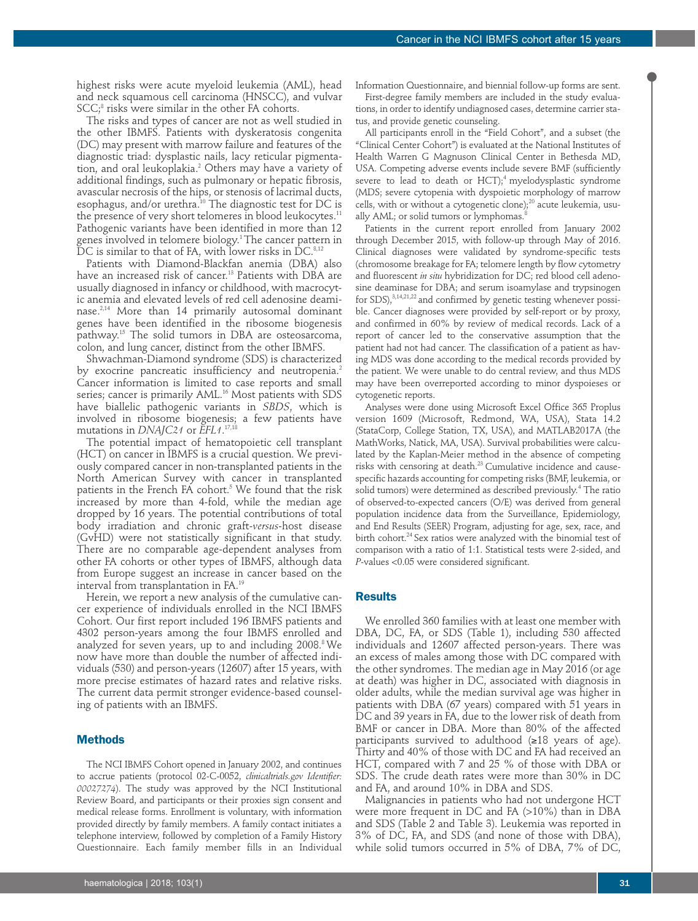highest risks were acute myeloid leukemia (AML), head and neck squamous cell carcinoma (HNSCC), and vulvar SCC;[8] risks were similar in the other FA cohorts.

The risks and types of cancer are not as well studied in the other IBMFS. Patients with dyskeratosis congenita (DC) may present with marrow failure and features of the diagnostic triad: dysplastic nails, lacy reticular pigmentation, and oral leukoplakia.[2] Others may have a variety of additional findings, such as pulmonary or hepatic fibrosis, avascular necrosis of the hips, or stenosis of lacrimal ducts, esophagus, and/or urethra.[10] The diagnostic test for DC is the presence of very short telomeres in blood leukocytes.[11] Pathogenic variants have been identified in more than 12 genes involved in telomere biology.[1] The cancer pattern in DC is similar to that of FA, with lower risks in DC.[8,12]

Patients with Diamond-Blackfan anemia (DBA) also have an increased risk of cancer.[13] Patients with DBA are usually diagnosed in infancy or childhood, with macrocytic anemia and elevated levels of red cell adenosine deaminase.[2,14] More than 14 primarily autosomal dominant genes have been identified in the ribosome biogenesis pathway.[15] The solid tumors in DBA are osteosarcoma, colon, and lung cancer, distinct from the other IBMFS.

Shwachman-Diamond syndrome (SDS) is characterized by exocrine pancreatic insufficiency and neutropenia.[2] Cancer information is limited to case reports and small series; cancer is primarily AML.[16] Most patients with SDS have biallelic pathogenic variants in *SBDS*, which is involved in ribosome biogenesis; a few patients have mutations in *DNAJC21* or *EFL1*.[17,18]

The potential impact of hematopoietic cell transplant (HCT) on cancer in IBMFS is a crucial question. We previously compared cancer in non-transplanted patients in the North American Survey with cancer in transplanted patients in the French FA cohort.[5] We found that the risk increased by more than 4-fold, while the median age dropped by 16 years. The potential contributions of total body irradiation and chronic graft-*versus*-host disease (GvHD) were not statistically significant in that study. There are no comparable age-dependent analyses from other FA cohorts or other types of IBMFS, although data from Europe suggest an increase in cancer based on the interval from transplantation in FA.[19]

Herein, we report a new analysis of the cumulative cancer experience of individuals enrolled in the NCI IBMFS Cohort. Our first report included 196 IBMFS patients and 4302 person-years among the four IBMFS enrolled and analyzed for seven years, up to and including 2008.[8] We now have more than double the number of affected individuals (530) and person-years (12607) after 15 years, with more precise estimates of hazard rates and relative risks. The current data permit stronger evidence-based counseling of patients with an IBMFS.

## Methods

The NCI IBMFS Cohort opened in January 2002, and continues to accrue patients (protocol 02-C-0052, *clinicaltrials.gov Identifier: 00027274*). The study was approved by the NCI Institutional Review Board, and participants or their proxies sign consent and medical release forms. Enrollment is voluntary, with information provided directly by family members. A family contact initiates a telephone interview, followed by completion of a Family History Questionnaire. Each family member fills in an Individual Information Questionnaire, and biennial follow-up forms are sent.

First-degree family members are included in the study evaluations, in order to identify undiagnosed cases, determine carrier status, and provide genetic counseling.

All participants enroll in the "Field Cohort", and a subset (the "Clinical Center Cohort") is evaluated at the National Institutes of Health Warren G Magnuson Clinical Center in Bethesda MD, USA. Competing adverse events include severe BMF (sufficiently severe to lead to death or HCT);[4] myelodysplastic syndrome (MDS; severe cytopenia with dyspoietic morphology of marrow cells, with or without a cytogenetic clone);[20] acute leukemia, usually AML; or solid tumors or lymphomas.[8]

Patients in the current report enrolled from January 2002 through December 2015, with follow-up through May of 2016. Clinical diagnoses were validated by syndrome-specific tests (chromosome breakage for FA; telomere length by flow cytometry and fluorescent *in situ* hybridization for DC; red blood cell adenosine deaminase for DBA; and serum isoamylase and trypsinogen for SDS),[3,14,21,22] and confirmed by genetic testing whenever possible. Cancer diagnoses were provided by self-report or by proxy, and confirmed in 60% by review of medical records. Lack of a report of cancer led to the conservative assumption that the patient had not had cancer. The classification of a patient as having MDS was done according to the medical records provided by the patient. We were unable to do central review, and thus MDS may have been overreported according to minor dyspoieses or cytogenetic reports.

Analyses were done using Microsoft Excel Office 365 Proplus version 1609 (Microsoft, Redmond, WA, USA), Stata 14.2 (StataCorp, College Station, TX, USA), and MATLAB2017A (the MathWorks, Natick, MA, USA). Survival probabilities were calculated by the Kaplan-Meier method in the absence of competing risks with censoring at death.[23] Cumulative incidence and cause-specific hazards accounting for competing risks (BMF, leukemia, or solid tumors) were determined as described previously.[4] The ratio of observed-to-expected cancers (O/E) was derived from general population incidence data from the Surveillance, Epidemiology, and End Results (SEER) Program, adjusting for age, sex, race, and birth cohort.[24] Sex ratios were analyzed with the binomial test of comparison with a ratio of 1:1. Statistical tests were 2-sided, and *P*-values <0.05 were considered significant.

## Results

We enrolled 360 families with at least one member with DBA, DC, FA, or SDS (Table 1), including 530 affected individuals and 12607 affected person-years. There was an excess of males among those with DC compared with the other syndromes. The median age in May 2016 (or age at death) was higher in DC, associated with diagnosis in older adults, while the median survival age was higher in patients with DBA (67 years) compared with 51 years in DC and 39 years in FA, due to the lower risk of death from BMF or cancer in DBA. More than 80% of the affected participants survived to adulthood (≥18 years of age). Thirty and 40% of those with DC and FA had received an HCT, compared with 7 and 25 % of those with DBA or SDS. The crude death rates were more than 30% in DC and FA, and around 10% in DBA and SDS.

Malignancies in patients who had not undergone HCT were more frequent in DC and FA (>10%) than in DBA and SDS (Table 2 and Table 3). Leukemia was reported in 3% of DC, FA, and SDS (and none of those with DBA), while solid tumors occurred in 5% of DBA, 7% of DC,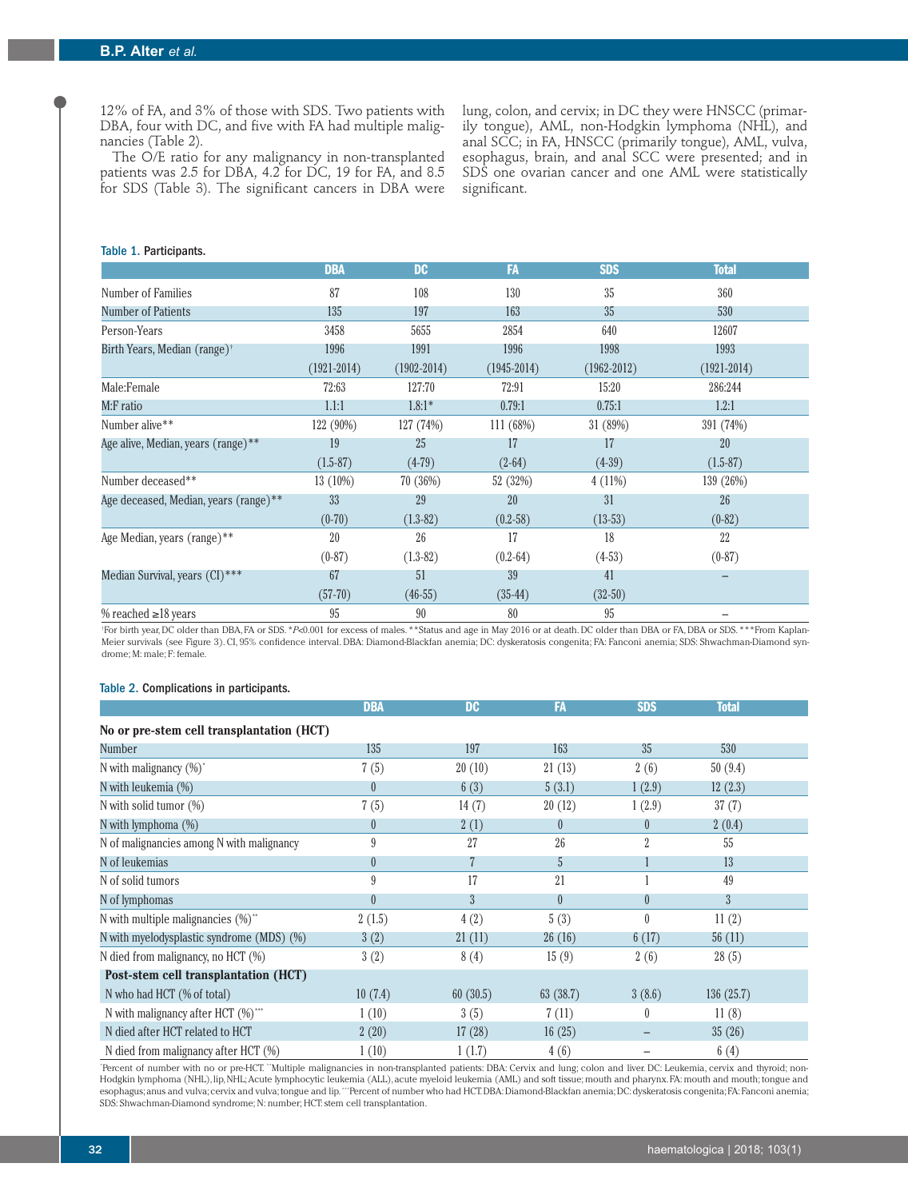12% of FA, and 3% of those with SDS. Two patients with DBA, four with DC, and five with FA had multiple malignancies (Table 2).

The O/E ratio for any malignancy in non-transplanted patients was 2.5 for DBA, 4.2 for DC, 19 for FA, and 8.5 for SDS (Table 3). The significant cancers in DBA were lung, colon, and cervix; in DC they were HNSCC (primarily tongue), AML, non-Hodgkin lymphoma (NHL), and anal SCC; in FA, HNSCC (primarily tongue), AML, vulva, esophagus, brain, and anal SCC were presented; and in SDS one ovarian cancer and one AML were statistically significant.

**Table 1. Participants.**

| | DBA | DC | FA | SDS | Total |
|---|---|---|---|---|---|
| Number of Families | 87 | 108 | 130 | 35 | 360 |
| Number of Patients | 135 | 197 | 163 | 35 | 530 |
| Person-Years | 3458 | 5655 | 2854 | 640 | 12607 |
| Birth Years, Median (range)[†] | 1996 (1921-2014) | 1991 (1902-2014) | 1996 (1945-2014) | 1998 (1962-2012) | 1993 (1921-2014) |
| Male:Female | 72:63 | 127:70 | 72:91 | 15:20 | 286:244 |
| M:F ratio | 1.1:1 | 1.8:1* | 0.79:1 | 0.75:1 | 1.2:1 |
| Number alive** | 122 (90%) | 127 (74%) | 111 (68%) | 31 (89%) | 391 (74%) |
| Age alive, Median, years (range)** | 19 (1.5-87) | 25 (4-79) | 17 (2-64) | 17 (4-39) | 20 (1.5-87) |
| Number deceased** | 13 (10%) | 70 (36%) | 52 (32%) | 4 (11%) | 139 (26%) |
| Age deceased, Median, years (range)** | 33 (0-70) | 29 (1.3-82) | 20 (0.2-58) | 31 (13-53) | 26 (0-82) |
| Age Median, years (range)** | 20 (0-87) | 26 (1.3-82) | 17 (0.2-64) | 18 (4-53) | 22 (0-87) |
| Median Survival, years (CI)*** | 67 (57-70) | 51 (46-55) | 39 (35-44) | 41 (32-50) | – |
| % reached ≥18 years | 95 | 90 | 80 | 95 | – |

[†]For birth year, DC older than DBA, FA or SDS. *$P$<0.001 for excess of males. **Status and age in May 2016 or at death. DC older than DBA or FA, DBA or SDS. ***From Kaplan-Meier survivals (see Figure 3). CI, 95% confidence interval. DBA: Diamond-Blackfan anemia; DC: dyskeratosis congenita; FA: Fanconi anemia; SDS: Shwachman-Diamond syndrome; M: male; F: female.

**Table 2. Complications in participants.**

| | DBA | DC | FA | SDS | Total |
|---|---|---|---|---|---|
| **No or pre-stem cell transplantation (HCT)** | | | | | |
| Number | 135 | 197 | 163 | 35 | 530 |
| N with malignancy (%)* | 7 (5) | 20 (10) | 21 (13) | 2 (6) | 50 (9.4) |
| N with leukemia (%) | 0 | 6 (3) | 5 (3.1) | 1 (2.9) | 12 (2.3) |
| N with solid tumor (%) | 7 (5) | 14 (7) | 20 (12) | 1 (2.9) | 37 (7) |
| N with lymphoma (%) | 0 | 2 (1) | 0 | 0 | 2 (0.4) |
| N of malignancies among N with malignancy | 9 | 27 | 26 | 2 | 55 |
| N of leukemias | 0 | 7 | 5 | 1 | 13 |
| N of solid tumors | 9 | 17 | 21 | 1 | 49 |
| N of lymphomas | 0 | 3 | 0 | 0 | 3 |
| N with multiple malignancies (%)** | 2 (1.5) | 4 (2) | 5 (3) | 0 | 11 (2) |
| N with myelodysplastic syndrome (MDS) (%) | 3 (2) | 21 (11) | 26 (16) | 6 (17) | 56 (11) |
| N died from malignancy, no HCT (%) | 3 (2) | 8 (4) | 15 (9) | 2 (6) | 28 (5) |
| **Post-stem cell transplantation (HCT)** | | | | | |
| N who had HCT (% of total) | 10 (7.4) | 60 (30.5) | 63 (38.7) | 3 (8.6) | 136 (25.7) |
| N with malignancy after HCT (%)*** | 1 (10) | 3 (5) | 7 (11) | 0 | 11 (8) |
| N died after HCT related to HCT | 2 (20) | 17 (28) | 16 (25) | – | 35 (26) |
| N died from malignancy after HCT (%) | 1 (10) | 1 (1.7) | 4 (6) | – | 6 (4) |

*Percent of number with no or pre-HCT. **Multiple malignancies in non-transplanted patients: DBA: Cervix and lung; colon and liver. DC: Leukemia, cervix and thyroid; non-Hodgkin lymphoma (NHL), lip, NHL; Acute lymphocytic leukemia (ALL), acute myeloid leukemia (AML) and soft tissue; mouth and pharynx. FA: mouth and mouth; tongue and esophagus; anus and vulva; cervix and vulva; tongue and lip. ***Percent of number who had HCT. DBA: Diamond-Blackfan anemia; DC: dyskeratosis congenita; FA: Fanconi anemia; SDS: Shwachman-Diamond syndrome; N: number; HCT: stem cell transplantation.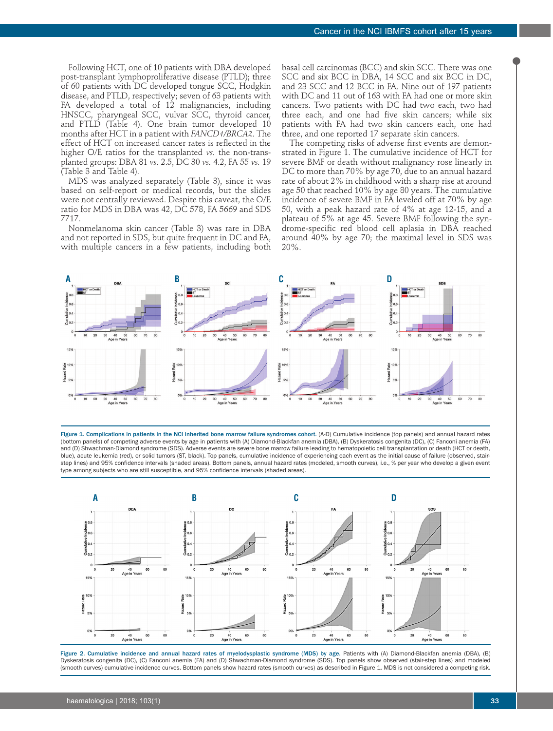Following HCT, one of 10 patients with DBA developed post-transplant lymphoproliferative disease (PTLD); three of 60 patients with DC developed tongue SCC, Hodgkin disease, and PTLD, respectively; seven of 63 patients with FA developed a total of 12 malignancies, including HNSCC, pharyngeal SCC, vulvar SCC, thyroid cancer, and PTLD (Table 4). One brain tumor developed 10 months after HCT in a patient with *FANCD1/BRCA2*. The effect of HCT on increased cancer rates is reflected in the higher O/E ratios for the transplanted *vs.* the non-transplanted groups: DBA 81 *vs.* 2.5, DC 30 *vs.* 4.2, FA 55 *vs.* 19 (Table 3 and Table 4).

MDS was analyzed separately (Table 3), since it was based on self-report or medical records, but the slides were not centrally reviewed. Despite this caveat, the O/E ratio for MDS in DBA was 42, DC 578, FA 5669 and SDS 7717.

Nonmelanoma skin cancer (Table 3) was rare in DBA and not reported in SDS, but quite frequent in DC and FA, with multiple cancers in a few patients, including both basal cell carcinomas (BCC) and skin SCC. There was one SCC and six BCC in DBA, 14 SCC and six BCC in DC, and 23 SCC and 12 BCC in FA. Nine out of 197 patients with DC and 11 out of 163 with FA had one or more skin cancers. Two patients with DC had two each, two had three each, and one had five skin cancers; while six patients with FA had two skin cancers each, one had three, and one reported 17 separate skin cancers.

The competing risks of adverse first events are demonstrated in Figure 1. The cumulative incidence of HCT for severe BMF or death without malignancy rose linearly in DC to more than 70% by age 70, due to an annual hazard rate of about 2% in childhood with a sharp rise at around age 50 that reached 10% by age 80 years. The cumulative incidence of severe BMF in FA leveled off at 70% by age 50, with a peak hazard rate of 4% at age 12-15, and a plateau of 5% at age 45. Severe BMF following the syndrome-specific red blood cell aplasia in DBA reached around 40% by age 70; the maximal level in SDS was 20%.

**Figure 1. Complications in patients in the NCI inherited bone marrow failure syndromes cohort.** (A-D) Cumulative incidence (top panels) and annual hazard rates (bottom panels) of competing adverse events by age in patients with (A) Diamond-Blackfan anemia (DBA), (B) Dyskeratosis congenita (DC), (C) Fanconi anemia (FA) and (D) Shwachman-Diamond syndrome (SDS). Adverse events are severe bone marrow failure leading to hematopoietic cell transplantation or death (HCT or death, blue), acute leukemia (red), or solid tumors (ST, black). Top panels, cumulative incidence of experiencing each event as the initial cause of failure (observed, stair-step lines) and 95% confidence intervals (shaded areas). Bottom panels, annual hazard rates (modeled, smooth curves), i.e., % per year who develop a given event type among subjects who are still susceptible, and 95% confidence intervals (shaded areas).

**Figure 2. Cumulative incidence and annual hazard rates of myelodysplastic syndrome (MDS) by age.** Patients with (A) Diamond-Blackfan anemia (DBA), (B) Dyskeratosis congenita (DC), (C) Fanconi anemia (FA) and (D) Shwachman-Diamond syndrome (SDS). Top panels show observed (stair-step lines) and modeled (smooth curves) cumulative incidence curves. Bottom panels show hazard rates (smooth curves) as described in Figure 1. MDS is not considered a competing risk.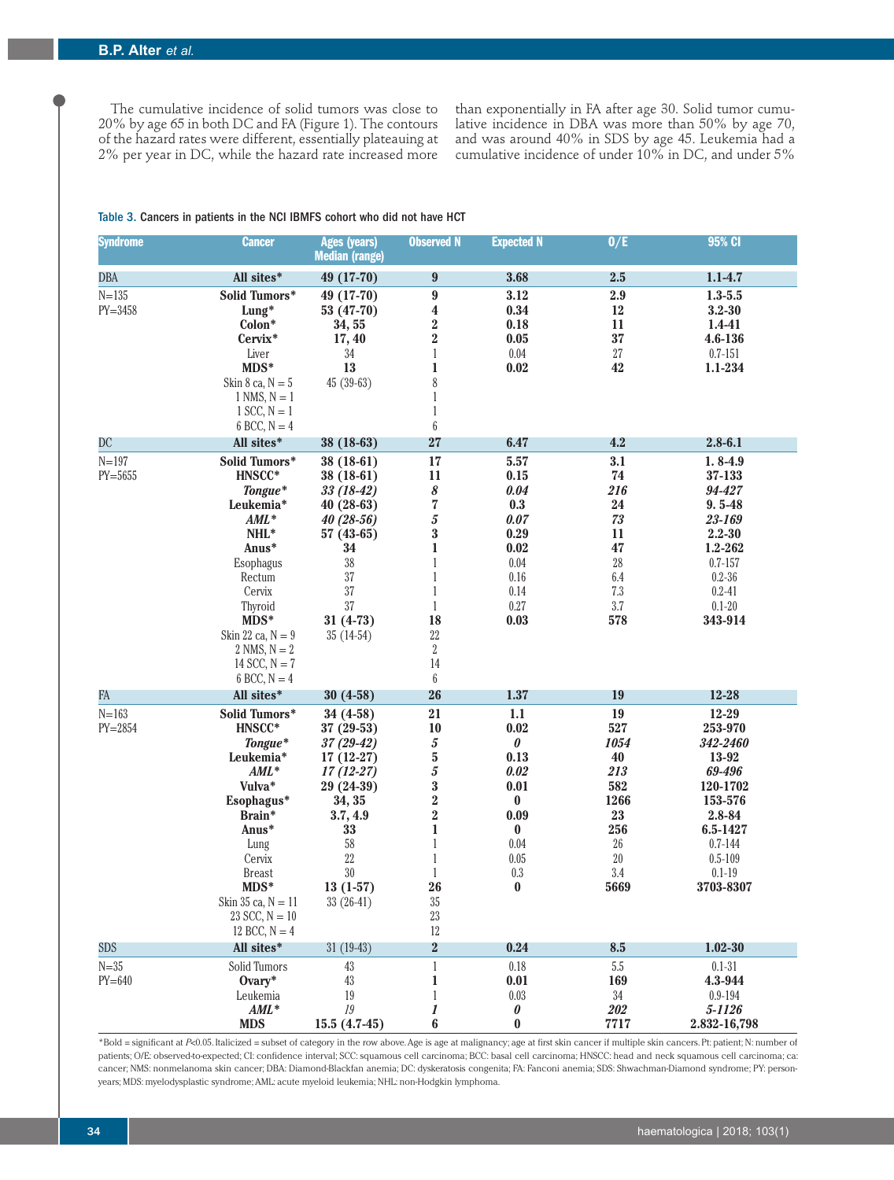The cumulative incidence of solid tumors was close to 20% by age 65 in both DC and FA (Figure 1). The contours of the hazard rates were different, essentially plateauing at 2% per year in DC, while the hazard rate increased more than exponentially in FA after age 30. Solid tumor cumulative incidence in DBA was more than 50% by age 70, and was around 40% in SDS by age 45. Leukemia had a cumulative incidence of under 10% in DC, and under 5%

Table 3. Cancers in patients in the NCI IBMFS cohort who did not have HCT

| Syndrome | Cancer | Ages (years) Median (range) | Observed N | Expected N | O/E | 95% CI |
|---|---|---|---|---|---|---|
| DBA | **All sites*** | **49 (17-70)** | **9** | **3.68** | **2.5** | **1.1-4.7** |
| N=135 | **Solid Tumors*** | **49 (17-70)** | **9** | **3.12** | **2.9** | **1.3-5.5** |
| PY=3458 | **Lung*** | **53 (47-70)** | **4** | **0.34** | **12** | **3.2-30** |
| | **Colon*** | **34, 55** | **2** | **0.18** | **11** | **1.4-41** |
| | **Cervix*** | **17, 40** | **2** | **0.05** | **37** | **4.6-136** |
| | Liver | 34 | 1 | 0.04 | 27 | 0.7-151 |
| | **MDS*** | **13** | **1** | **0.02** | **42** | **1.1-234** |
| | Skin 8 ca, N = 5 | 45 (39-63) | 8 | | | |
| | 1 NMS, N = 1 | | 1 | | | |
| | 1 SCC, N = 1 | | 1 | | | |
| | 6 BCC, N = 4 | | 6 | | | |
| DC | **All sites*** | **38 (18-63)** | **27** | **6.47** | **4.2** | **2.8-6.1** |
| N=197 | **Solid Tumors*** | **38 (18-61)** | **17** | **5.57** | **3.1** | **1. 8-4.9** |
| PY=5655 | **HNSCC*** | **38 (18-61)** | **11** | **0.15** | **74** | **37-133** |
| | ***Tongue**** | ***33 (18-42)*** | ***8*** | ***0.04*** | ***216*** | ***94-427*** |
| | **Leukemia*** | **40 (28-63)** | **7** | **0.3** | **24** | **9. 5-48** |
| | ***AML**** | ***40 (28-56)*** | ***5*** | ***0.07*** | ***73*** | ***23-169*** |
| | **NHL*** | **57 (43-65)** | **3** | **0.29** | **11** | **2.2-30** |
| | **Anus*** | **34** | **1** | **0.02** | **47** | **1.2-262** |
| | Esophagus | 38 | 1 | 0.04 | 28 | 0.7-157 |
| | Rectum | 37 | 1 | 0.16 | 6.4 | 0.2-36 |
| | Cervix | 37 | 1 | 0.14 | 7.3 | 0.2-41 |
| | Thyroid | 37 | 1 | 0.27 | 3.7 | 0.1-20 |
| | **MDS*** | **31 (4-73)** | **18** | **0.03** | **578** | **343-914** |
| | Skin 22 ca, N = 9 | 35 (14-54) | 22 | | | |
| | 2 NMS, N = 2 | | 2 | | | |
| | 14 SCC, N = 7 | | 14 | | | |
| | 6 BCC, N = 4 | | 6 | | | |
| FA | **All sites*** | **30 (4-58)** | **26** | **1.37** | **19** | **12-28** |
| N=163 | **Solid Tumors*** | **34 (4-58)** | **21** | **1.1** | **19** | **12-29** |
| PY=2854 | **HNSCC*** | **37 (29-53)** | **10** | **0.02** | **527** | **253-970** |
| | ***Tongue**** | ***37 (29-42)*** | ***5*** | ***0*** | ***1054*** | ***342-2460*** |
| | **Leukemia*** | **17 (12-27)** | **5** | **0.13** | **40** | **13-92** |
| | ***AML**** | ***17 (12-27)*** | ***5*** | ***0.02*** | ***213*** | ***69-496*** |
| | **Vulva*** | **29 (24-39)** | **3** | **0.01** | **582** | **120-1702** |
| | **Esophagus*** | **34, 35** | **2** | **0** | **1266** | **153-576** |
| | **Brain*** | **3.7, 4.9** | **2** | **0.09** | **23** | **2.8-84** |
| | **Anus*** | **33** | **1** | **0** | **256** | **6.5-1427** |
| | Lung | 58 | 1 | 0.04 | 26 | 0.7-144 |
| | Cervix | 22 | 1 | 0.05 | 20 | 0.5-109 |
| | Breast | 30 | 1 | 0.3 | 3.4 | 0.1-19 |
| | **MDS*** | **13 (1-57)** | **26** | **0** | **5669** | **3703-8307** |
| | Skin 35 ca, N = 11 | 33 (26-41) | 35 | | | |
| | 23 SCC, N = 10 | | 23 | | | |
| | 12 BCC, N = 4 | | 12 | | | |
| SDS | **All sites*** | 31 (19-43) | **2** | **0.24** | **8.5** | **1.02-30** |
| N=35 | Solid Tumors | 43 | 1 | 0.18 | 5.5 | 0.1-31 |
| PY=640 | **Ovary*** | 43 | **1** | **0.01** | **169** | **4.3-944** |
| | Leukemia | 19 | 1 | 0.03 | 34 | 0.9-194 |
| | ***AML**** | *19* | ***1*** | ***0*** | ***202*** | ***5-1126*** |
| | **MDS** | **15.5 (4.7-45)** | **6** | **0** | **7717** | **2.832-16,798** |

*Bold = significant at $P<0.05$. Italicized = subset of category in the row above. Age is age at malignancy; age at first skin cancer if multiple skin cancers. Pt: patient; N: number of patients; O/E: observed-to-expected; CI: confidence interval; SCC: squamous cell carcinoma; BCC: basal cell carcinoma; HNSCC: head and neck squamous cell carcinoma; ca: cancer; NMS: nonmelanoma skin cancer; DBA: Diamond-Blackfan anemia; DC: dyskeratosis congenita; FA: Fanconi anemia; SDS: Shwachman-Diamond syndrome; PY: person-years; MDS: myelodysplastic syndrome; AML: acute myeloid leukemia; NHL: non-Hodgkin lymphoma.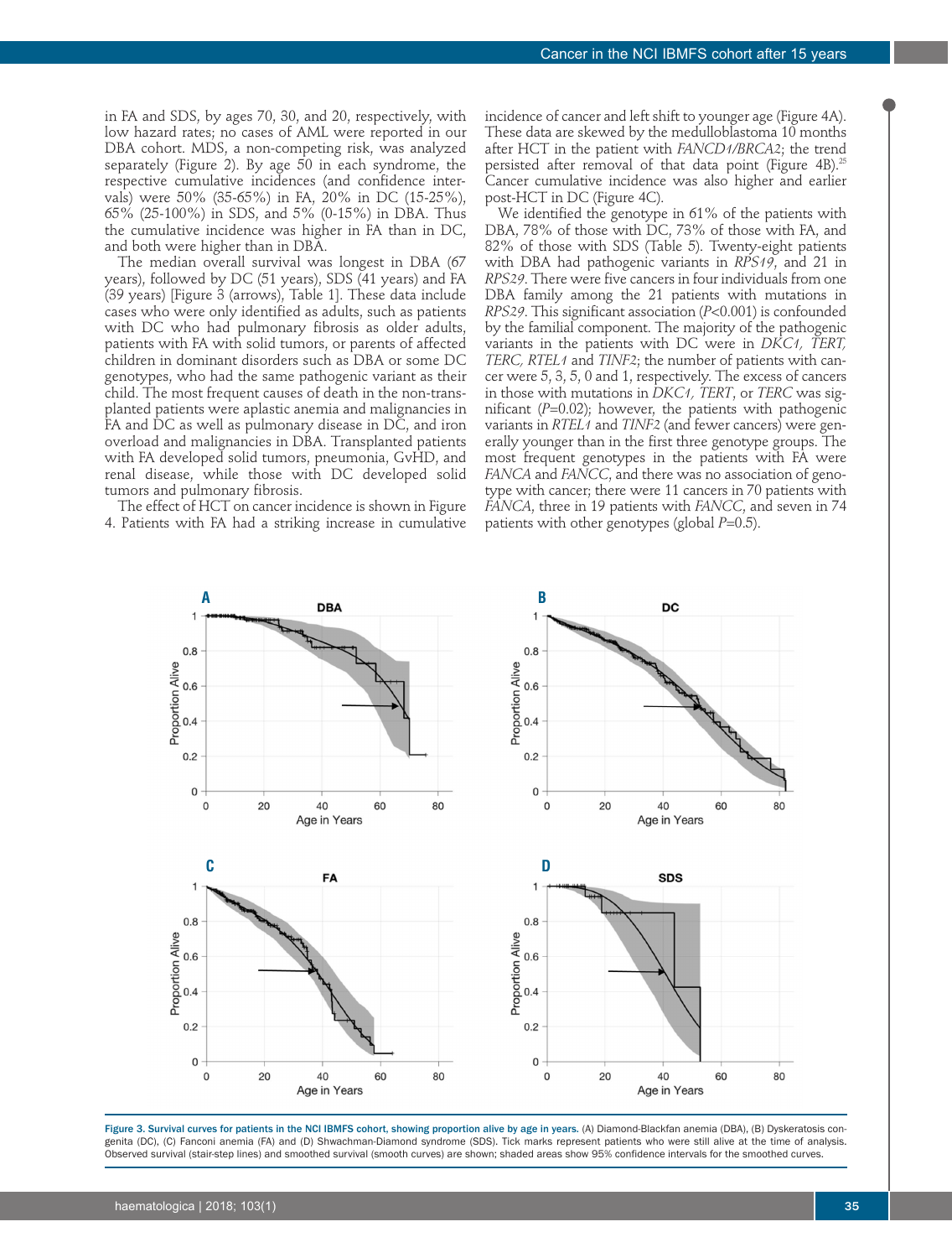in FA and SDS, by ages 70, 30, and 20, respectively, with low hazard rates; no cases of AML were reported in our DBA cohort. MDS, a non-competing risk, was analyzed separately (Figure 2). By age 50 in each syndrome, the respective cumulative incidences (and confidence intervals) were 50% (35-65%) in FA, 20% in DC (15-25%), 65% (25-100%) in SDS, and 5% (0-15%) in DBA. Thus the cumulative incidence was higher in FA than in DC, and both were higher than in DBA.

The median overall survival was longest in DBA (67 years), followed by DC (51 years), SDS (41 years) and FA (39 years) [Figure 3 (arrows), Table 1]. These data include cases who were only identified as adults, such as patients with DC who had pulmonary fibrosis as older adults, patients with FA with solid tumors, or parents of affected children in dominant disorders such as DBA or some DC genotypes, who had the same pathogenic variant as their child. The most frequent causes of death in the non-transplanted patients were aplastic anemia and malignancies in FA and DC as well as pulmonary disease in DC, and iron overload and malignancies in DBA. Transplanted patients with FA developed solid tumors, pneumonia, GvHD, and renal disease, while those with DC developed solid tumors and pulmonary fibrosis.

The effect of HCT on cancer incidence is shown in Figure 4. Patients with FA had a striking increase in cumulative incidence of cancer and left shift to younger age (Figure 4A). These data are skewed by the medulloblastoma 10 months after HCT in the patient with *FANCD1/BRCA2*; the trend persisted after removal of that data point (Figure 4B).[25] Cancer cumulative incidence was also higher and earlier post-HCT in DC (Figure 4C).

We identified the genotype in 61% of the patients with DBA, 78% of those with DC, 73% of those with FA, and 82% of those with SDS (Table 5). Twenty-eight patients with DBA had pathogenic variants in *RPS19*, and 21 in *RPS29*. There were five cancers in four individuals from one DBA family among the 21 patients with mutations in *RPS29*. This significant association ($P$<0.001) is confounded by the familial component. The majority of the pathogenic variants in the patients with DC were in *DKC1, TERT, TERC, RTEL1* and *TINF2*; the number of patients with cancer were 5, 3, 5, 0 and 1, respectively. The excess of cancers in those with mutations in *DKC1, TERT*, or *TERC* was significant ($P$=0.02); however, the patients with pathogenic variants in *RTEL1* and *TINF2* (and fewer cancers) were generally younger than in the first three genotype groups. The most frequent genotypes in the patients with FA were *FANCA* and *FANCC*, and there was no association of genotype with cancer; there were 11 cancers in 70 patients with *FANCA*, three in 19 patients with *FANCC*, and seven in 74 patients with other genotypes (global $P$=0.5).

**Figure 3. Survival curves for patients in the NCI IBMFS cohort, showing proportion alive by age in years.** (A) Diamond-Blackfan anemia (DBA), (B) Dyskeratosis congenita (DC), (C) Fanconi anemia (FA) and (D) Shwachman-Diamond syndrome (SDS). Tick marks represent patients who were still alive at the time of analysis. Observed survival (stair-step lines) and smoothed survival (smooth curves) are shown; shaded areas show 95% confidence intervals for the smoothed curves.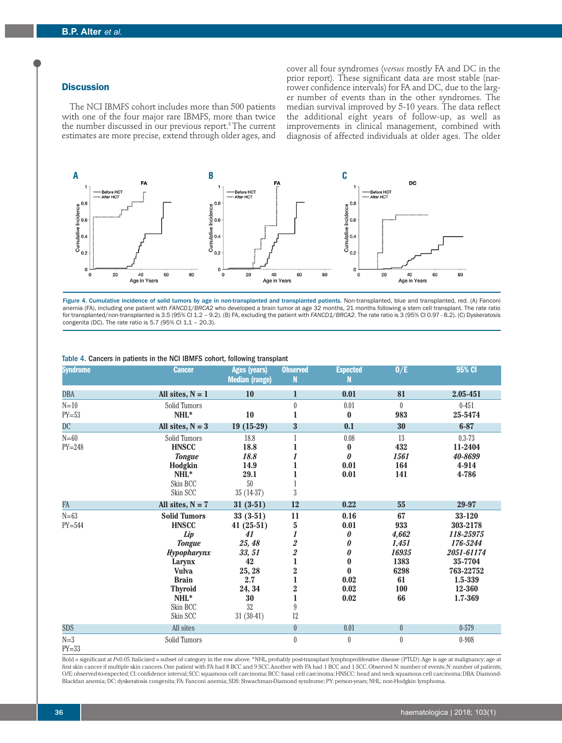## Discussion

The NCI IBMFS cohort includes more than 500 patients with one of the four major rare IBMFS, more than twice the number discussed in our previous report.[8] The current estimates are more precise, extend through older ages, and cover all four syndromes (*versus* mostly FA and DC in the prior report). These significant data are most stable (narrower confidence intervals) for FA and DC, due to the larger number of events than in the other syndromes. The median survival improved by 5-10 years. The data reflect the additional eight years of follow-up, as well as improvements in clinical management, combined with diagnosis of affected individuals at older ages. The older

**Figure 4. Cumulative incidence of solid tumors by age in non-transplanted and transplanted patients.** Non-transplanted, blue and transplanted, red. (A) Fanconi anemia (FA), including one patient with *FANCD1/BRCA2* who developed a brain tumor at age 32 months, 21 months following a stem cell transplant. The rate ratio for transplanted/non-transplanted is 3.5 (95% CI 1.2 – 9.2). (B) FA, excluding the patient with *FANCD1/BRCA2*. The rate ratio is 3 (95% CI 0.97 - 8.2). (C) Dyskeratosis congenita (DC). The rate ratio is 5.7 (95% CI 1.1 – 20.3).

Table 4. Cancers in patients in the NCI IBMFS cohort, following transplant

| Syndrome | Cancer | Ages (years) Median (range) | Observed N | Expected N | O/E | 95% CI |
|---|---|---|---|---|---|---|
| DBA | **All sites, N = 1** | **10** | **1** | **0.01** | **81** | **2.05-451** |
| N=10 | Solid Tumors | | 0 | 0.01 | 0 | 0-451 |
| PY=53 | **NHL*** | **10** | **1** | **0** | **983** | **25-5474** |
| DC | **All sites, N = 3** | **19 (15-29)** | **3** | **0.1** | **30** | **6-87** |
| N=60 | Solid Tumors | 18.8 | 1 | 0.08 | 13 | 0.3-73 |
| PY=248 | **HNSCC** | **18.8** | **1** | **0** | **432** | **11-2404** |
| | ***Tongue*** | ***18.8*** | ***1*** | ***0*** | ***1561*** | ***40-8699*** |
| | **Hodgkin** | **14.9** | **1** | **0.01** | **164** | **4-914** |
| | **NHL*** | **29.1** | **1** | **0.01** | **141** | **4-786** |
| | Skin BCC | 50 | 1 | | | |
| | Skin SCC | 35 (14-37) | 3 | | | |
| FA | **All sites, N = 7** | **31 (3-51)** | **12** | **0.22** | **55** | **29-97** |
| N=63 | **Solid Tumors** | **33 (3-51)** | **11** | **0.16** | **67** | **33-120** |
| PY=544 | **HNSCC** | **41 (25-51)** | **5** | **0.01** | **933** | **303-2178** |
| | ***Lip*** | ***41*** | ***1*** | ***0*** | ***4,662*** | ***118-25975*** |
| | ***Tongue*** | ***25, 48*** | ***2*** | ***0*** | ***1,451*** | ***176-5244*** |
| | ***Hypopharynx*** | ***33, 51*** | ***2*** | ***0*** | ***16935*** | ***2051-61174*** |
| | **Larynx** | **42** | **1** | **0** | **1383** | **35-7704** |
| | **Vulva** | **25, 28** | **2** | **0** | **6298** | **763-22752** |
| | **Brain** | **2.7** | **1** | **0.02** | **61** | **1.5-339** |
| | **Thyroid** | **24, 34** | **2** | **0.02** | **100** | **12-360** |
| | **NHL*** | **30** | **1** | **0.02** | **66** | **1.7-369** |
| | Skin BCC | 32 | 9 | | | |
| | Skin SCC | 31 (30-41) | 12 | | | |
| SDS | All sites | | 0 | 0.01 | 0 | 0-579 |
| N=3 PY=33 | Solid Tumors | | 0 | 0 | 0 | 0-908 |

Bold = significant at $P<0.05$. Italicized = subset of category in the row above. *NHL, probably post-transplant lymphoproliferative disease (PTLD). Age is age at malignancy; age at first skin cancer if multiple skin cancers. One patient with FA had 8 BCC and 9 SCC. Another with FA had 1 BCC and 1 SCC. Observed N: number of events; N: number of patients; O/E: observed-to-expected; CI: confidence interval; SCC: squamous cell carcinoma; BCC: basal cell carcinoma; HNSCC: head and neck squamous cell carcinoma; DBA: Diamond-Blackfan anemia; DC: dyskeratosis congenita; FA: Fanconi anemia; SDS: Shwachman-Diamond syndrome; PY: person-years; NHL: non-Hodgkin lymphoma.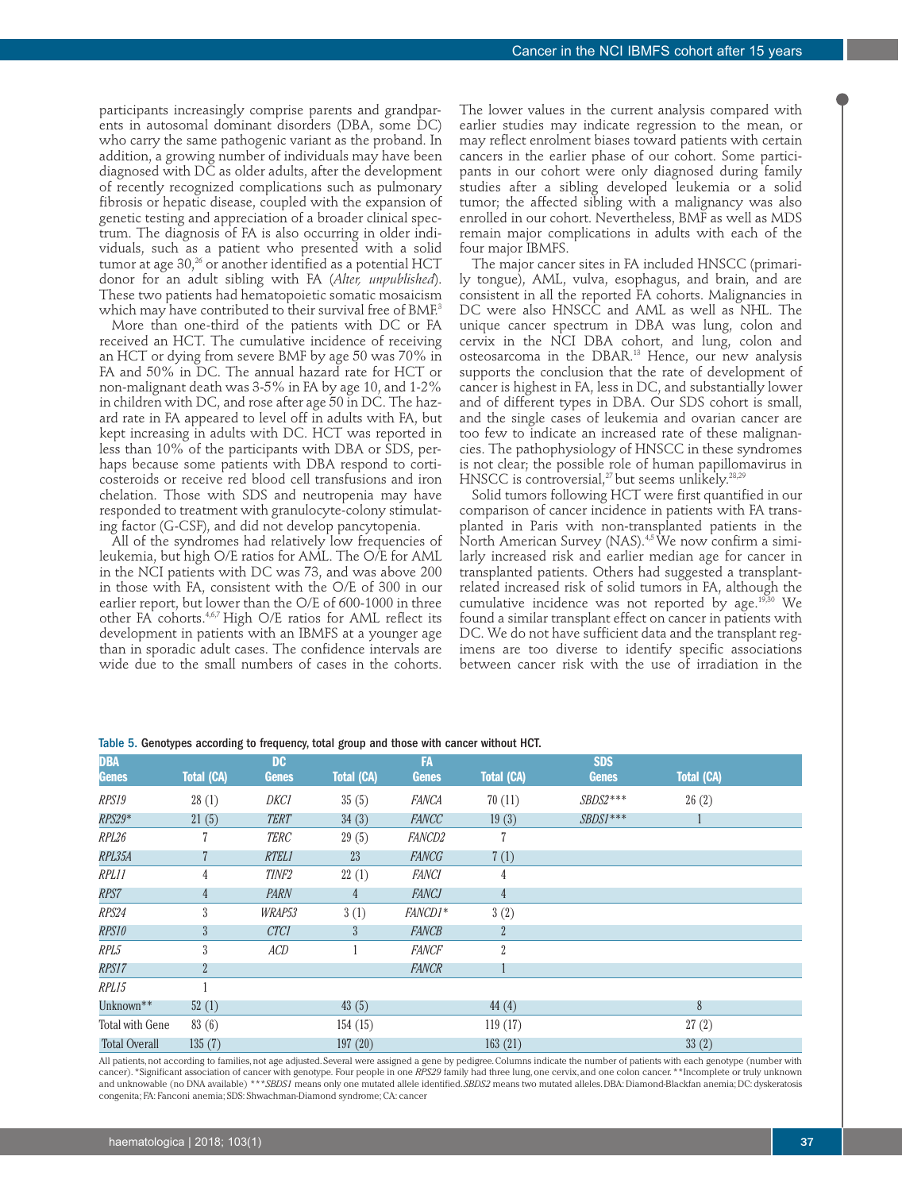participants increasingly comprise parents and grandparents in autosomal dominant disorders (DBA, some DC) who carry the same pathogenic variant as the proband. In addition, a growing number of individuals may have been diagnosed with DC as older adults, after the development of recently recognized complications such as pulmonary fibrosis or hepatic disease, coupled with the expansion of genetic testing and appreciation of a broader clinical spectrum. The diagnosis of FA is also occurring in older individuals, such as a patient who presented with a solid tumor at age 30,[26] or another identified as a potential HCT donor for an adult sibling with FA (*Alter, unpublished*). These two patients had hematopoietic somatic mosaicism which may have contributed to their survival free of BMF.[3]

More than one-third of the patients with DC or FA received an HCT. The cumulative incidence of receiving an HCT or dying from severe BMF by age 50 was 70% in FA and 50% in DC. The annual hazard rate for HCT or non-malignant death was 3-5% in FA by age 10, and 1-2% in children with DC, and rose after age 50 in DC. The hazard rate in FA appeared to level off in adults with FA, but kept increasing in adults with DC. HCT was reported in less than 10% of the participants with DBA or SDS, perhaps because some patients with DBA respond to corticosteroids or receive red blood cell transfusions and iron chelation. Those with SDS and neutropenia may have responded to treatment with granulocyte-colony stimulating factor (G-CSF), and did not develop pancytopenia.

All of the syndromes had relatively low frequencies of leukemia, but high O/E ratios for AML. The O/E for AML in the NCI patients with DC was 73, and was above 200 in those with FA, consistent with the O/E of 300 in our earlier report, but lower than the O/E of 600-1000 in three other FA cohorts.[4,6,7] High O/E ratios for AML reflect its development in patients with an IBMFS at a younger age than in sporadic adult cases. The confidence intervals are wide due to the small numbers of cases in the cohorts. The lower values in the current analysis compared with earlier studies may indicate regression to the mean, or may reflect enrolment biases toward patients with certain cancers in the earlier phase of our cohort. Some participants in our cohort were only diagnosed during family studies after a sibling developed leukemia or a solid tumor; the affected sibling with a malignancy was also enrolled in our cohort. Nevertheless, BMF as well as MDS remain major complications in adults with each of the four major IBMFS.

The major cancer sites in FA included HNSCC (primarily tongue), AML, vulva, esophagus, and brain, and are consistent in all the reported FA cohorts. Malignancies in DC were also HNSCC and AML as well as NHL. The unique cancer spectrum in DBA was lung, colon and cervix in the NCI DBA cohort, and lung, colon and osteosarcoma in the DBAR.[13] Hence, our new analysis supports the conclusion that the rate of development of cancer is highest in FA, less in DC, and substantially lower and of different types in DBA. Our SDS cohort is small, and the single cases of leukemia and ovarian cancer are too few to indicate an increased rate of these malignancies. The pathophysiology of HNSCC in these syndromes is not clear; the possible role of human papillomavirus in HNSCC is controversial,[27] but seems unlikely.[28,29]

Solid tumors following HCT were first quantified in our comparison of cancer incidence in patients with FA transplanted in Paris with non-transplanted patients in the North American Survey (NAS).[4,5] We now confirm a similarly increased risk and earlier median age for cancer in transplanted patients. Others had suggested a transplant-related increased risk of solid tumors in FA, although the cumulative incidence was not reported by age.[19,30] We found a similar transplant effect on cancer in patients with DC. We do not have sufficient data and the transplant regimens are too diverse to identify specific associations between cancer risk with the use of irradiation in the

Table 5. Genotypes according to frequency, total group and those with cancer without HCT.

| DBA Genes | Total (CA) | DC Genes | Total (CA) | FA Genes | Total (CA) | SDS Genes | Total (CA) |
|---|---|---|---|---|---|---|---|
| *RPS19* | 28 (1) | *DKC1* | 35 (5) | *FANCA* | 70 (11) | *SBDS2****** | 26 (2) |
| *RPS29** | 21 (5) | *TERT* | 34 (3) | *FANCC* | 19 (3) | *SBDS1****** | 1 |
| *RPL26* | 7 | *TERC* | 29 (5) | *FANCD2* | 7 | | |
| *RPL35A* | 7 | *RTEL1* | 23 | *FANCG* | 7 (1) | | |
| *RPL11* | 4 | *TINF2* | 22 (1) | *FANCI* | 4 | | |
| *RPS7* | 4 | *PARN* | 4 | *FANCJ* | 4 | | |
| *RPS24* | 3 | *WRAP53* | 3 (1) | *FANCD1** | 3 (2) | | |
| *RPS10* | 3 | *CTC1* | 3 | *FANCB* | 2 | | |
| *RPL5* | 3 | *ACD* | 1 | *FANCF* | 2 | | |
| *RPS17* | 2 | | | *FANCR* | 1 | | |
| *RPL15* | 1 | | | | | | |
| Unknown** | 52 (1) | | 43 (5) | | 44 (4) | | 8 |
| Total with Gene | 83 (6) | | 154 (15) | | 119 (17) | | 27 (2) |
| Total Overall | 135 (7) | | 197 (20) | | 163 (21) | | 33 (2) |

All patients, not according to families, not age adjusted. Several were assigned a gene by pedigree. Columns indicate the number of patients with each genotype (number with cancer). *Significant association of cancer with genotype. Four people in one *RPS29* family had three lung, one cervix, and one colon cancer. **Incomplete or truly unknown and unknowable (no DNA available) ****SBDS1* means only one mutated allele identified. *SBDS2* means two mutated alleles. DBA: Diamond-Blackfan anemia; DC: dyskeratosis congenita; FA: Fanconi anemia; SDS: Shwachman-Diamond syndrome; CA: cancer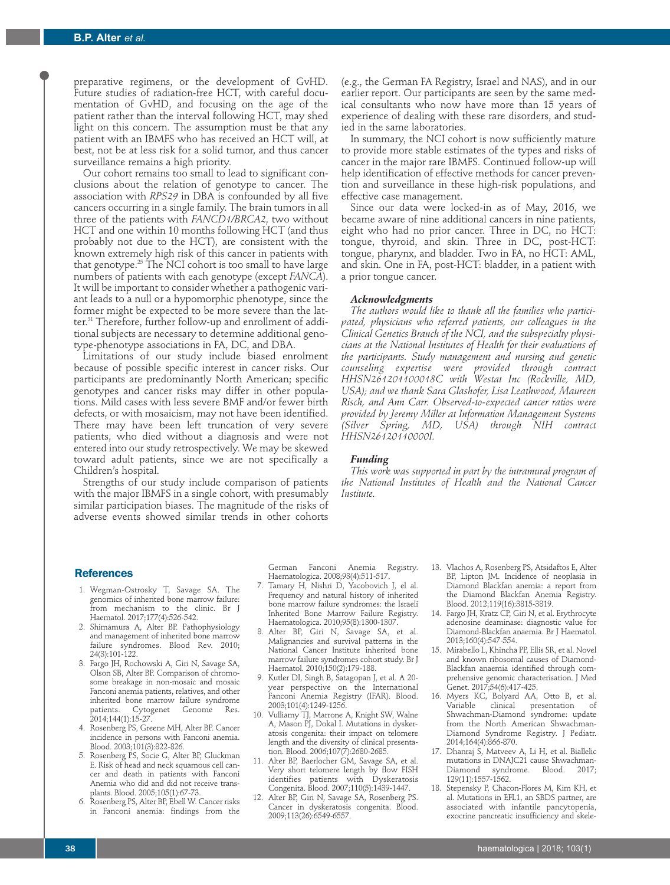preparative regimens, or the development of GvHD. Future studies of radiation-free HCT, with careful documentation of GvHD, and focusing on the age of the patient rather than the interval following HCT, may shed light on this concern. The assumption must be that any patient with an IBMFS who has received an HCT will, at best, not be at less risk for a solid tumor, and thus cancer surveillance remains a high priority.

Our cohort remains too small to lead to significant conclusions about the relation of genotype to cancer. The association with *RPS29* in DBA is confounded by all five cancers occurring in a single family. The brain tumors in all three of the patients with *FANCD1/BRCA2*, two without HCT and one within 10 months following HCT (and thus probably not due to the HCT), are consistent with the known extremely high risk of this cancer in patients with that genotype.[25] The NCI cohort is too small to have large numbers of patients with each genotype (except *FANCA*). It will be important to consider whether a pathogenic variant leads to a null or a hypomorphic phenotype, since the former might be expected to be more severe than the latter.[31] Therefore, further follow-up and enrollment of additional subjects are necessary to determine additional genotype-phenotype associations in FA, DC, and DBA.

Limitations of our study include biased enrolment because of possible specific interest in cancer risks. Our participants are predominantly North American; specific genotypes and cancer risks may differ in other populations. Mild cases with less severe BMF and/or fewer birth defects, or with mosaicism, may not have been identified. There may have been left truncation of very severe patients, who died without a diagnosis and were not entered into our study retrospectively. We may be skewed toward adult patients, since we are not specifically a Children's hospital.

Strengths of our study include comparison of patients with the major IBMFS in a single cohort, with presumably similar participation biases. The magnitude of the risks of adverse events showed similar trends in other cohorts (e.g., the German FA Registry, Israel and NAS), and in our earlier report. Our participants are seen by the same medical consultants who now have more than 15 years of experience of dealing with these rare disorders, and studied in the same laboratories.

In summary, the NCI cohort is now sufficiently mature to provide more stable estimates of the types and risks of cancer in the major rare IBMFS. Continued follow-up will help identification of effective methods for cancer prevention and surveillance in these high-risk populations, and effective case management.

Since our data were locked-in as of May, 2016, we became aware of nine additional cancers in nine patients, eight who had no prior cancer. Three in DC, no HCT: tongue, thyroid, and skin. Three in DC, post-HCT: tongue, pharynx, and bladder. Two in FA, no HCT: AML, and skin. One in FA, post-HCT: bladder, in a patient with a prior tongue cancer.

### Acknowledgments

*The authors would like to thank all the families who participated, physicians who referred patients, our colleagues in the Clinical Genetics Branch of the NCI, and the subspecialty physicians at the National Institutes of Health for their evaluations of the participants. Study management and nursing and genetic counseling expertise were provided through contract HHSN261201100018C with Westat Inc (Rockville, MD, USA); and we thank Sara Glashofer, Lisa Leathwood, Maureen Risch, and Ann Carr. Observed-to-expected cancer ratios were provided by Jeremy Miller at Information Management Systems (Silver Spring, MD, USA) through NIH contract HHSN26120110000I.*

### Funding

*This work was supported in part by the intramural program of the National Institutes of Health and the National Cancer Institute.*

## References

1. Wegman-Ostrosky T, Savage SA. The genomics of inherited bone marrow failure: from mechanism to the clinic. Br J Haematol. 2017;177(4):526-542.
2. Shimamura A, Alter BP. Pathophysiology and management of inherited bone marrow failure syndromes. Blood Rev. 2010; 24(3):101-122.
3. Fargo JH, Rochowski A, Giri N, Savage SA, Olson SB, Alter BP. Comparison of chromosome breakage in non-mosaic and mosaic Fanconi anemia patients, relatives, and other inherited bone marrow failure syndrome patients. Cytogenet Genome Res. 2014;144(1):15-27.
4. Rosenberg PS, Greene MH, Alter BP. Cancer incidence in persons with Fanconi anemia. Blood. 2003;101(3):822-826.
5. Rosenberg PS, Socie G, Alter BP, Gluckman E. Risk of head and neck squamous cell cancer and death in patients with Fanconi Anemia who did and did not receive transplants. Blood. 2005;105(1):67-73.
6. Rosenberg PS, Alter BP, Ebell W. Cancer risks in Fanconi anemia: findings from the German Fanconi Anemia Registry. Haematologica. 2008;93(4):511-517.
7. Tamary H, Nishri D, Yacobovich J, el al. Frequency and natural history of inherited bone marrow failure syndromes: the Israeli Inherited Bone Marrow Failure Registry. Haematologica. 2010;95(8):1300-1307.
8. Alter BP, Giri N, Savage SA, et al. Malignancies and survival patterns in the National Cancer Institute inherited bone marrow failure syndromes cohort study. Br J Haematol. 2010;150(2):179-188.
9. Kutler DI, Singh B, Satagopan J, et al. A 20-year perspective on the International Fanconi Anemia Registry (IFAR). Blood. 2003;101(4):1249-1256.
10. Vulliamy TJ, Marrone A, Knight SW, Walne A, Mason PJ, Dokal I. Mutations in dyskeratosis congenita: their impact on telomere length and the diversity of clinical presentation. Blood. 2006;107(7):2680-2685.
11. Alter BP, Baerlocher GM, Savage SA, et al. Very short telomere length by flow FISH identifies patients with Dyskeratosis Congenita. Blood. 2007;110(5):1439-1447.
12. Alter BP, Giri N, Savage SA, Rosenberg PS. Cancer in dyskeratosis congenita. Blood. 2009;113(26):6549-6557.
13. Vlachos A, Rosenberg PS, Atsidaftos E, Alter BP, Lipton JM. Incidence of neoplasia in Diamond Blackfan anemia: a report from the Diamond Blackfan Anemia Registry. Blood. 2012;119(16):3815-3819.
14. Fargo JH, Kratz CP, Giri N, et al. Erythrocyte adenosine deaminase: diagnostic value for Diamond-Blackfan anaemia. Br J Haematol. 2013;160(4):547-554.
15. Mirabello L, Khincha PP, Ellis SR, et al. Novel and known ribosomal causes of Diamond-Blackfan anaemia identified through comprehensive genomic characterisation. J Med Genet. 2017;54(6):417-425.
16. Myers KC, Bolyard AA, Otto B, et al. Variable clinical presentation of Shwachman-Diamond syndrome: update from the North American Shwachman-Diamond Syndrome Registry. J Pediatr. 2014;164(4):866-870.
17. Dhanraj S, Matveev A, Li H, et al. Biallelic mutations in DNAJC21 cause Shwachman-Diamond syndrome. Blood. 2017; 129(11):1557-1562.
18. Stepensky P, Chacon-Flores M, Kim KH, et al. Mutations in EFL1, an SBDS partner, are associated with infantile pancytopenia, exocrine pancreatic insufficiency and skele-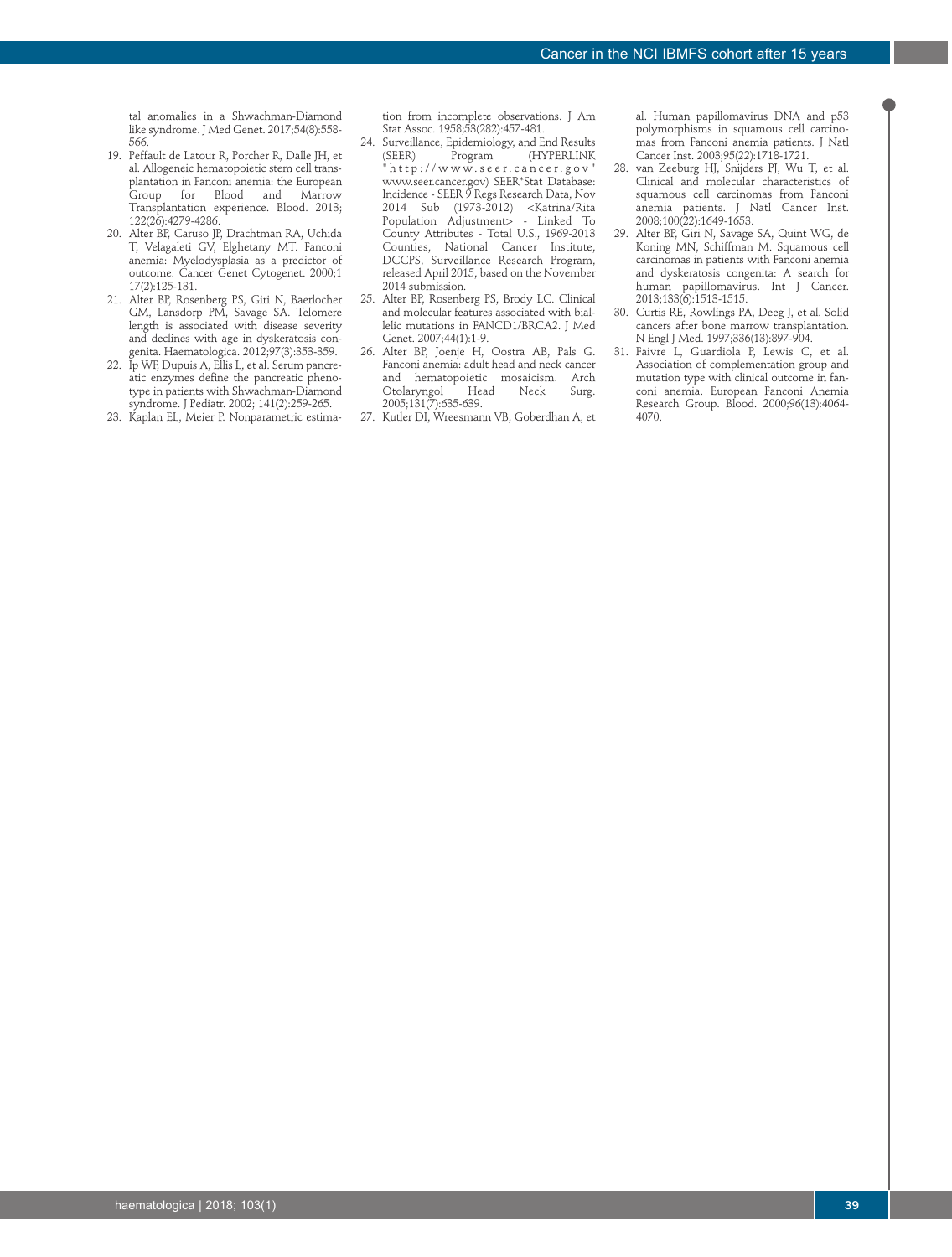tal anomalies in a Shwachman-Diamond like syndrome. J Med Genet. 2017;54(8):558-566.

19. Peffault de Latour R, Porcher R, Dalle JH, et al. Allogeneic hematopoietic stem cell transplantation in Fanconi anemia: the European Group for Blood and Marrow Transplantation experience. Blood. 2013; 122(26):4279-4286.
20. Alter BP, Caruso JP, Drachtman RA, Uchida T, Velagaleti GV, Elghetany MT. Fanconi anemia: Myelodysplasia as a predictor of outcome. Cancer Genet Cytogenet. 2000;1 17(2):125-131.
21. Alter BP, Rosenberg PS, Giri N, Baerlocher GM, Lansdorp PM, Savage SA. Telomere length is associated with disease severity and declines with age in dyskeratosis congenita. Haematologica. 2012;97(3):353-359.
22. Ip WF, Dupuis A, Ellis L, et al. Serum pancreatic enzymes define the pancreatic phenotype in patients with Shwachman-Diamond syndrome. J Pediatr. 2002; 141(2):259-265.
23. Kaplan EL, Meier P. Nonparametric estimation from incomplete observations. J Am Stat Assoc. 1958;53(282):457-481.
24. Surveillance, Epidemiology, and End Results (SEER) Program (HYPERLINK "http://www.seer.cancer.gov" www.seer.cancer.gov) SEER*Stat Database: Incidence - SEER 9 Regs Research Data, Nov 2014 Sub (1973-2012) <Katrina/Rita Population Adjustment> - Linked To County Attributes - Total U.S., 1969-2013 Counties, National Cancer Institute, DCCPS, Surveillance Research Program, released April 2015, based on the November 2014 submission.
25. Alter BP, Rosenberg PS, Brody LC. Clinical and molecular features associated with biallelic mutations in FANCD1/BRCA2. J Med Genet. 2007;44(1):1-9.
26. Alter BP, Joenje H, Oostra AB, Pals G. Fanconi anemia: adult head and neck cancer and hematopoietic mosaicism. Arch Otolaryngol Head Neck Surg. 2005;131(7):635-639.
27. Kutler DI, Wreesmann VB, Goberdhan A, et al. Human papillomavirus DNA and p53 polymorphisms in squamous cell carcinomas from Fanconi anemia patients. J Natl Cancer Inst. 2003;95(22):1718-1721.
28. van Zeeburg HJ, Snijders PJ, Wu T, et al. Clinical and molecular characteristics of squamous cell carcinomas from Fanconi anemia patients. J Natl Cancer Inst. 2008;100(22):1649-1653.
29. Alter BP, Giri N, Savage SA, Quint WG, de Koning MN, Schiffman M. Squamous cell carcinomas in patients with Fanconi anemia and dyskeratosis congenita: A search for human papillomavirus. Int J Cancer. 2013;133(6):1513-1515.
30. Curtis RE, Rowlings PA, Deeg J, et al. Solid cancers after bone marrow transplantation. N Engl J Med. 1997;336(13):897-904.
31. Faivre L, Guardiola P, Lewis C, et al. Association of complementation group and mutation type with clinical outcome in fanconi anemia. European Fanconi Anemia Research Group. Blood. 2000;96(13):4064-4070.